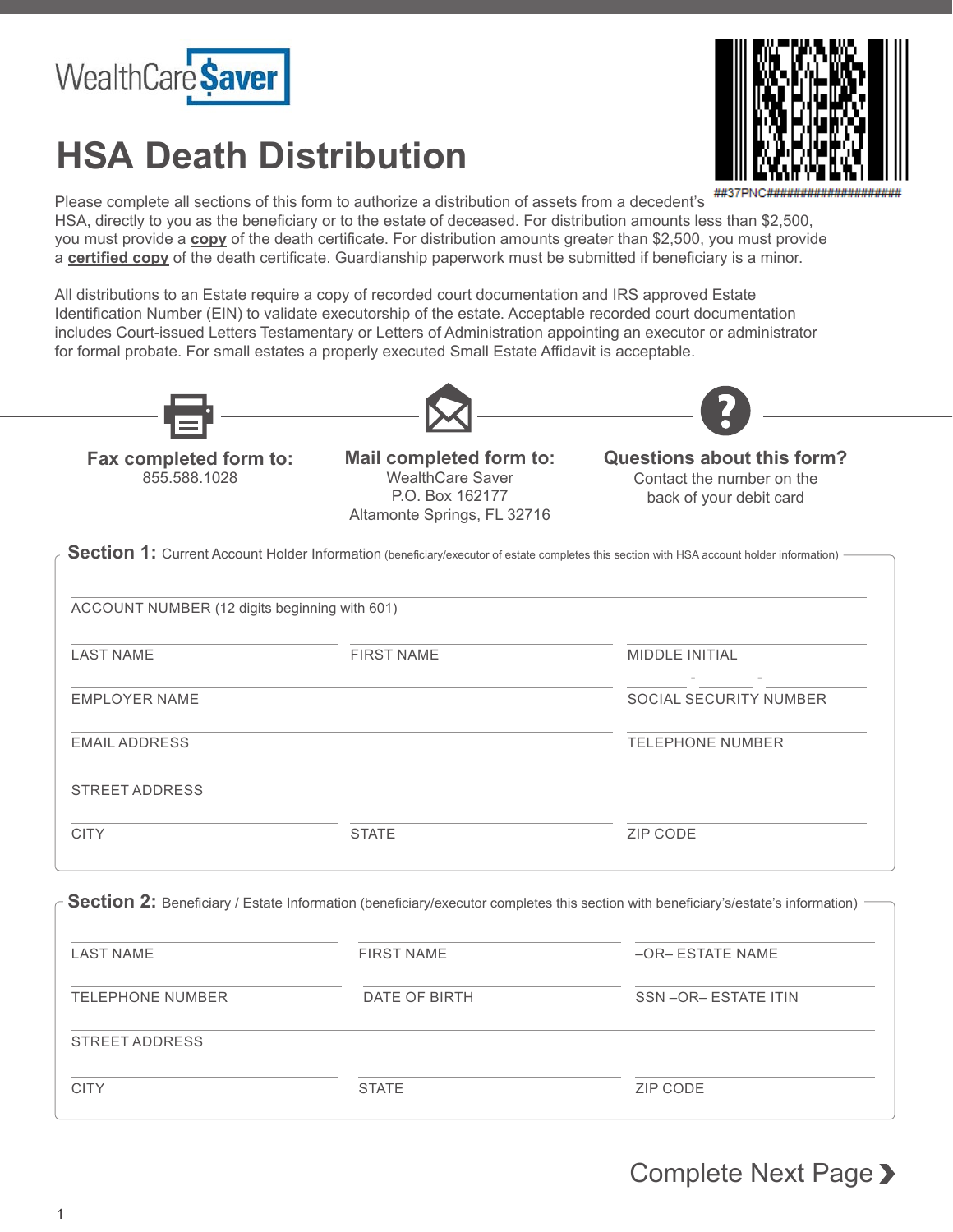WealthCare Saver

# HSA Death Distribution

##37PNC####################

Please complete all sections of this form to authorize a distribution of assets from a decedent's HSA, directly to you as the beneficiary or to the estate of deceased. For distribution amounts less than $2,500, you must provide a **copy** of the death certificate. For distribution amounts greater than $2,500, you must provide a **certified copy** of the death certificate. Guardianship paperwork must be submitted if beneficiary is a minor.

All distributions to an Estate require a copy of recorded court documentation and IRS approved Estate Identification Number (EIN) to validate executorship of the estate. Acceptable recorded court documentation includes Court-issued Letters Testamentary or Letters of Administration appointing an executor or administrator for formal probate. For small estates a properly executed Small Estate Affidavit is acceptable.

**Fax completed form to:**
855.588.1028

**Mail completed form to:**
WealthCare Saver
P.O. Box 162177
Altamonte Springs, FL 32716

**Questions about this form?**
Contact the number on the back of your debit card

## Section 1: Current Account Holder Information (beneficiary/executor of estate completes this section with HSA account holder information)

ACCOUNT NUMBER (12 digits beginning with 601) ____________________

LAST NAME ____________________ FIRST NAME ____________________ MIDDLE INITIAL ________

EMPLOYER NAME ____________________ SOCIAL SECURITY NUMBER _____ - _____ - _____

EMAIL ADDRESS ____________________ TELEPHONE NUMBER ____________________

STREET ADDRESS ____________________

CITY ____________________ STATE ____________________ ZIP CODE ____________________

## Section 2: Beneficiary / Estate Information (beneficiary/executor completes this section with beneficiary's/estate's information)

LAST NAME ____________________ FIRST NAME ____________________ –OR– ESTATE NAME ____________________

TELEPHONE NUMBER ____________________ DATE OF BIRTH ____________________ SSN –OR– ESTATE ITIN ____________________

STREET ADDRESS ____________________

CITY ____________________ STATE ____________________ ZIP CODE ____________________

Complete Next Page ❯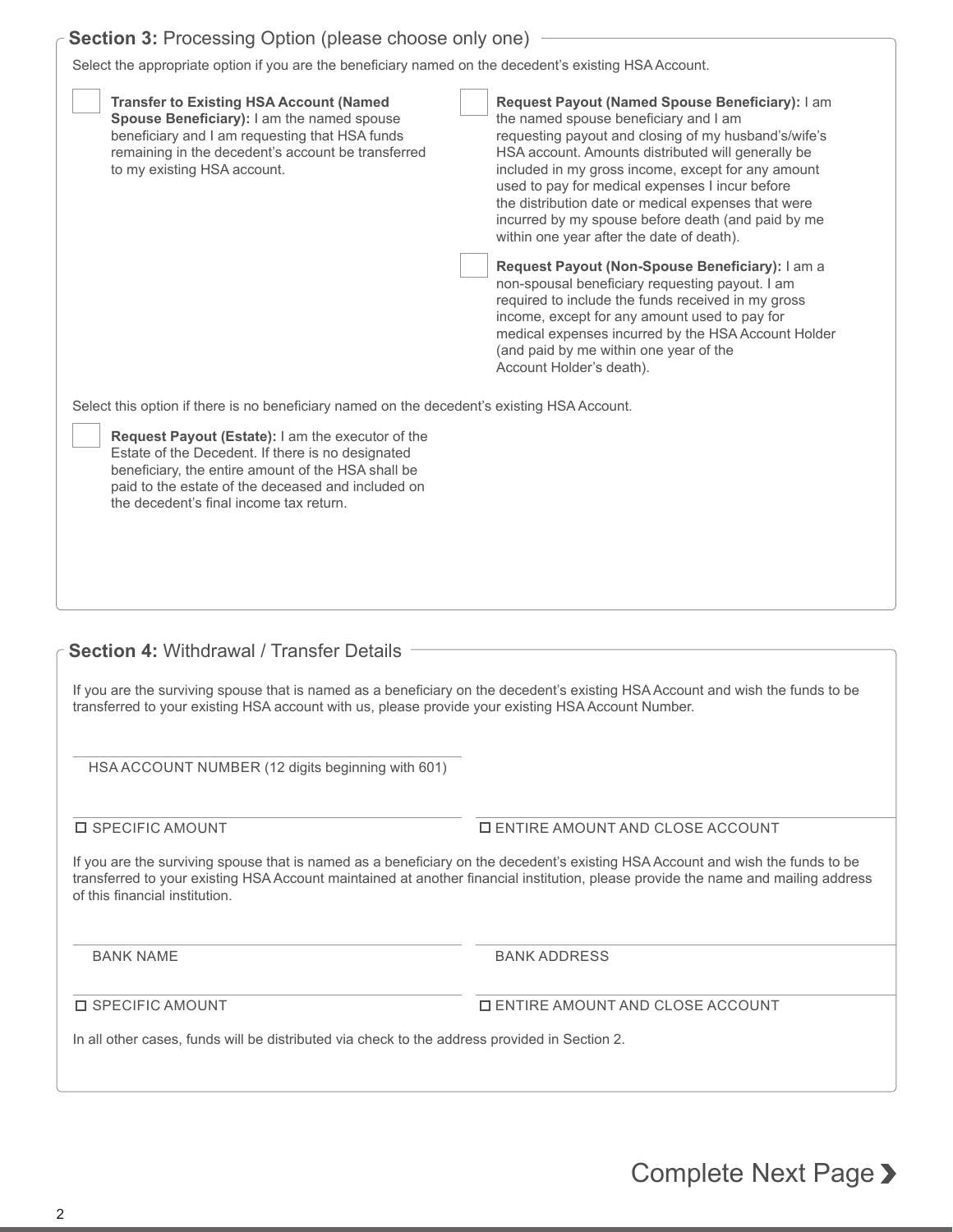## Section 3: Processing Option (please choose only one)

Select the appropriate option if you are the beneficiary named on the decedent's existing HSA Account.

☐ **Transfer to Existing HSA Account (Named Spouse Beneficiary):** I am the named spouse beneficiary and I am requesting that HSA funds remaining in the decedent's account be transferred to my existing HSA account.

☐ **Request Payout (Named Spouse Beneficiary):** I am the named spouse beneficiary and I am requesting payout and closing of my husband's/wife's HSA account. Amounts distributed will generally be included in my gross income, except for any amount used to pay for medical expenses I incur before the distribution date or medical expenses that were incurred by my spouse before death (and paid by me within one year after the date of death).

☐ **Request Payout (Non-Spouse Beneficiary):** I am a non-spousal beneficiary requesting payout. I am required to include the funds received in my gross income, except for any amount used to pay for medical expenses incurred by the HSA Account Holder (and paid by me within one year of the Account Holder's death).

Select this option if there is no beneficiary named on the decedent's existing HSA Account.

☐ **Request Payout (Estate):** I am the executor of the Estate of the Decedent. If there is no designated beneficiary, the entire amount of the HSA shall be paid to the estate of the deceased and included on the decedent's final income tax return.

## Section 4: Withdrawal / Transfer Details

If you are the surviving spouse that is named as a beneficiary on the decedent's existing HSA Account and wish the funds to be transferred to your existing HSA account with us, please provide your existing HSA Account Number.

_______________________________
HSA ACCOUNT NUMBER (12 digits beginning with 601)

☐ SPECIFIC AMOUNT _______________ ☐ ENTIRE AMOUNT AND CLOSE ACCOUNT

If you are the surviving spouse that is named as a beneficiary on the decedent's existing HSA Account and wish the funds to be transferred to your existing HSA Account maintained at another financial institution, please provide the name and mailing address of this financial institution.

_______________________________ _______________________________
BANK NAME BANK ADDRESS

☐ SPECIFIC AMOUNT _______________ ☐ ENTIRE AMOUNT AND CLOSE ACCOUNT

In all other cases, funds will be distributed via check to the address provided in Section 2.

Complete Next Page ›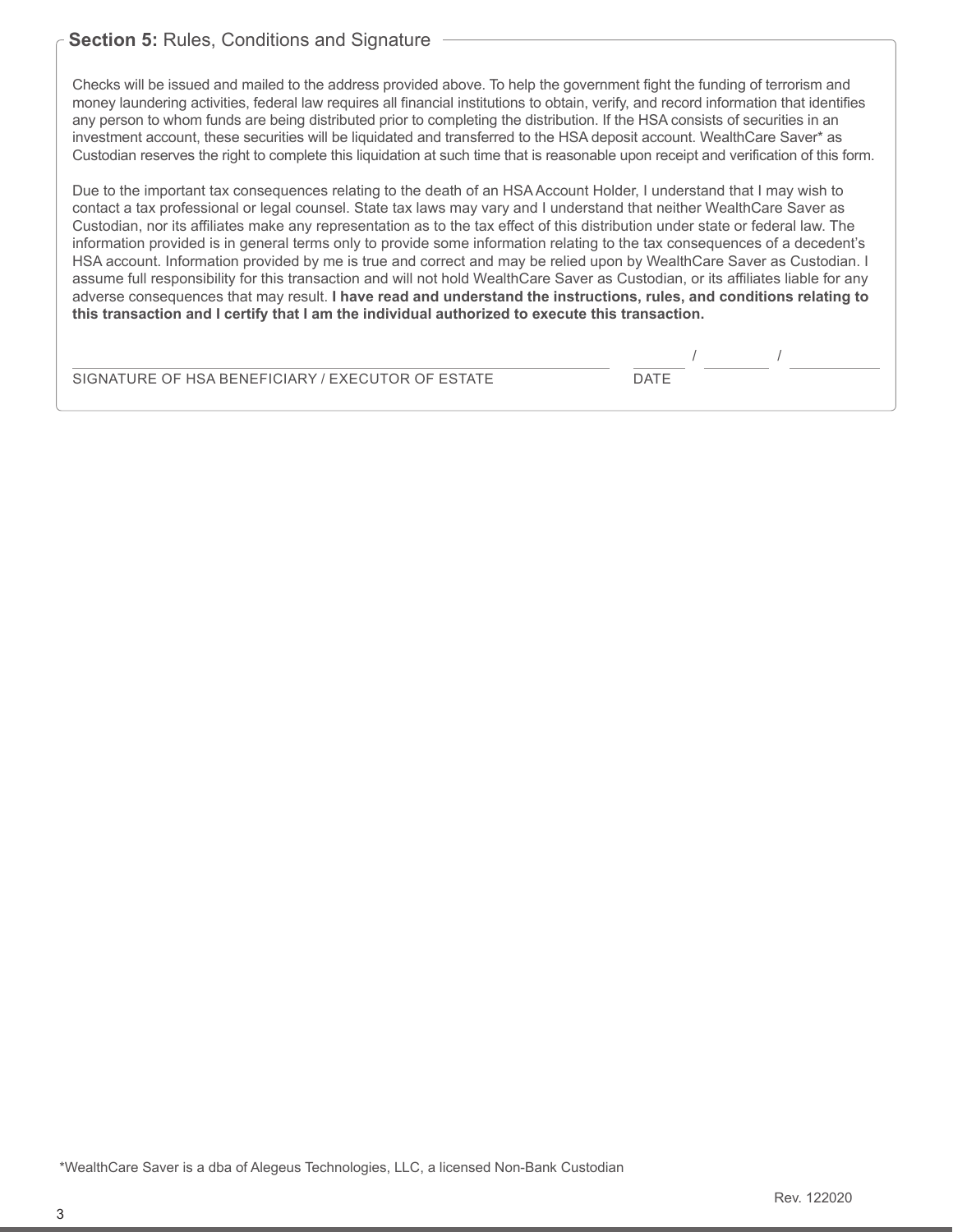## **Section 5:** Rules, Conditions and Signature

Checks will be issued and mailed to the address provided above. To help the government fight the funding of terrorism and money laundering activities, federal law requires all financial institutions to obtain, verify, and record information that identifies any person to whom funds are being distributed prior to completing the distribution. If the HSA consists of securities in an investment account, these securities will be liquidated and transferred to the HSA deposit account. WealthCare Saver* as Custodian reserves the right to complete this liquidation at such time that is reasonable upon receipt and verification of this form.

Due to the important tax consequences relating to the death of an HSA Account Holder, I understand that I may wish to contact a tax professional or legal counsel. State tax laws may vary and I understand that neither WealthCare Saver as Custodian, nor its affiliates make any representation as to the tax effect of this distribution under state or federal law. The information provided is in general terms only to provide some information relating to the tax consequences of a decedent's HSA account. Information provided by me is true and correct and may be relied upon by WealthCare Saver as Custodian. I assume full responsibility for this transaction and will not hold WealthCare Saver as Custodian, or its affiliates liable for any adverse consequences that may result. **I have read and understand the instructions, rules, and conditions relating to this transaction and I certify that I am the individual authorized to execute this transaction.**

______________________________________________ &nbsp;&nbsp; ______ / ______ / ________

SIGNATURE OF HSA BENEFICIARY / EXECUTOR OF ESTATE &nbsp;&nbsp; DATE

*WealthCare Saver is a dba of Alegeus Technologies, LLC, a licensed Non-Bank Custodian

Rev. 122020